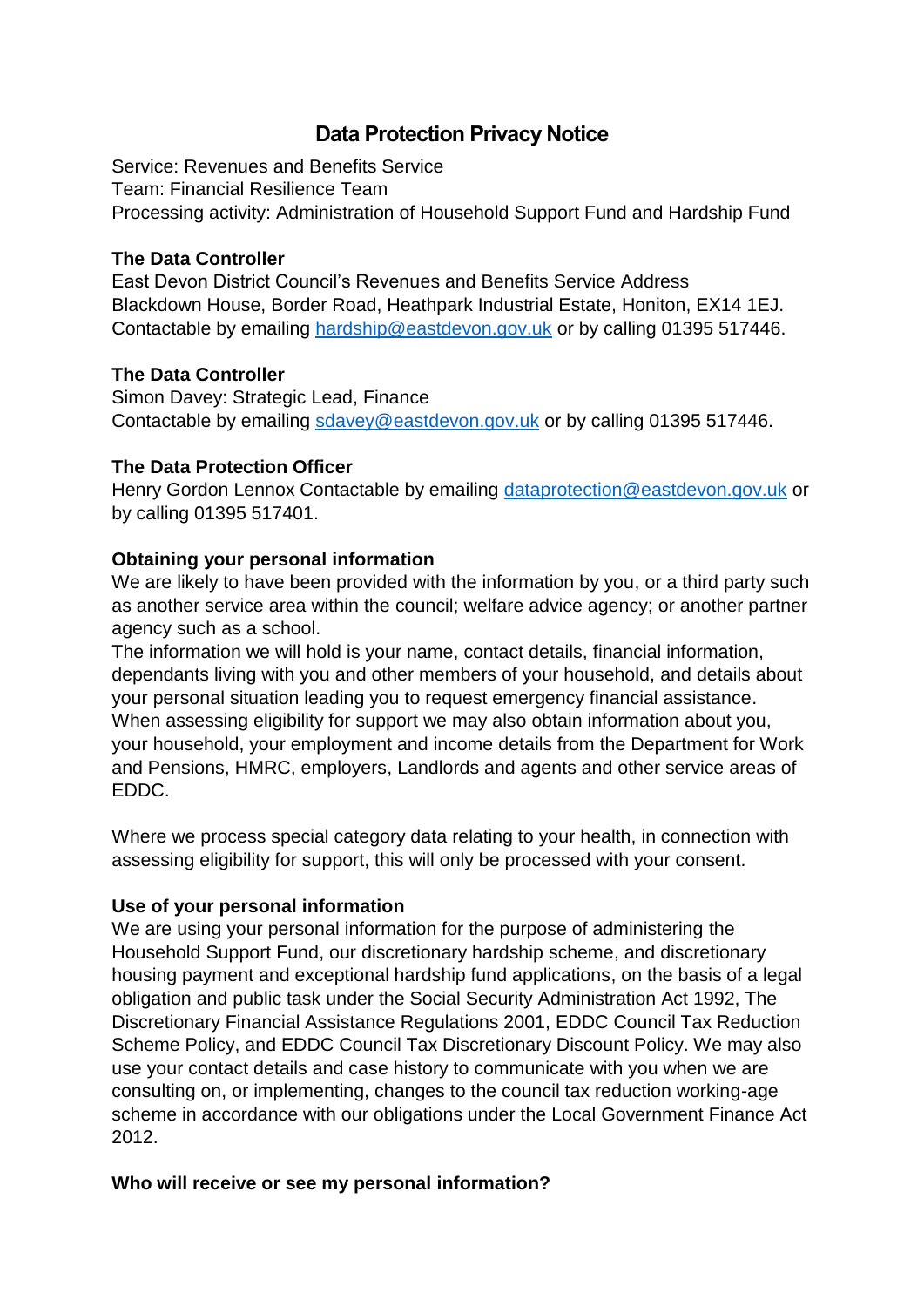# Data Protection Privacy Notice

Service: Revenues and Benefits Service
Team: Financial Resilience Team
Processing activity: Administration of Household Support Fund and Hardship Fund

**The Data Controller**
East Devon District Council's Revenues and Benefits Service Address
Blackdown House, Border Road, Heathpark Industrial Estate, Honiton, EX14 1EJ.
Contactable by emailing [hardship@eastdevon.gov.uk](mailto:hardship@eastdevon.gov.uk) or by calling 01395 517446.

**The Data Controller**
Simon Davey: Strategic Lead, Finance
Contactable by emailing [sdavey@eastdevon.gov.uk](mailto:sdavey@eastdevon.gov.uk) or by calling 01395 517446.

**The Data Protection Officer**
Henry Gordon Lennox Contactable by emailing [dataprotection@eastdevon.gov.uk](mailto:dataprotection@eastdevon.gov.uk) or by calling 01395 517401.

**Obtaining your personal information**
We are likely to have been provided with the information by you, or a third party such as another service area within the council; welfare advice agency; or another partner agency such as a school.
The information we will hold is your name, contact details, financial information, dependants living with you and other members of your household, and details about your personal situation leading you to request emergency financial assistance.
When assessing eligibility for support we may also obtain information about you, your household, your employment and income details from the Department for Work and Pensions, HMRC, employers, Landlords and agents and other service areas of EDDC.

Where we process special category data relating to your health, in connection with assessing eligibility for support, this will only be processed with your consent.

**Use of your personal information**
We are using your personal information for the purpose of administering the Household Support Fund, our discretionary hardship scheme, and discretionary housing payment and exceptional hardship fund applications, on the basis of a legal obligation and public task under the Social Security Administration Act 1992, The Discretionary Financial Assistance Regulations 2001, EDDC Council Tax Reduction Scheme Policy, and EDDC Council Tax Discretionary Discount Policy. We may also use your contact details and case history to communicate with you when we are consulting on, or implementing, changes to the council tax reduction working-age scheme in accordance with our obligations under the Local Government Finance Act 2012.

**Who will receive or see my personal information?**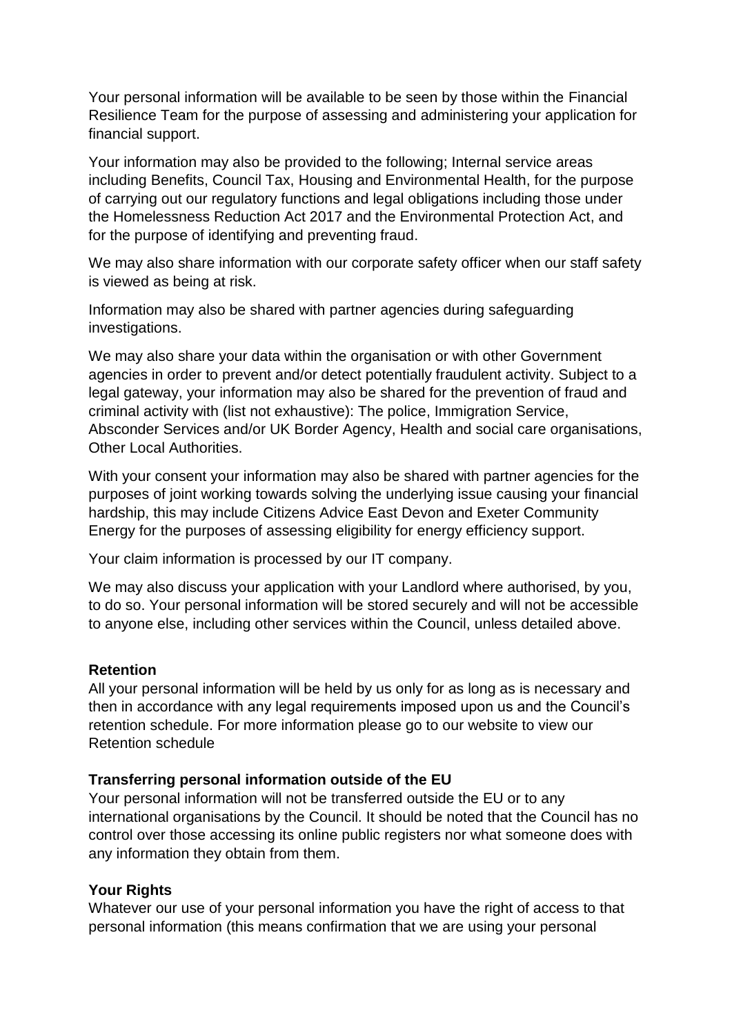Your personal information will be available to be seen by those within the Financial Resilience Team for the purpose of assessing and administering your application for financial support.

Your information may also be provided to the following; Internal service areas including Benefits, Council Tax, Housing and Environmental Health, for the purpose of carrying out our regulatory functions and legal obligations including those under the Homelessness Reduction Act 2017 and the Environmental Protection Act, and for the purpose of identifying and preventing fraud.

We may also share information with our corporate safety officer when our staff safety is viewed as being at risk.

Information may also be shared with partner agencies during safeguarding investigations.

We may also share your data within the organisation or with other Government agencies in order to prevent and/or detect potentially fraudulent activity. Subject to a legal gateway, your information may also be shared for the prevention of fraud and criminal activity with (list not exhaustive): The police, Immigration Service, Absconder Services and/or UK Border Agency, Health and social care organisations, Other Local Authorities.

With your consent your information may also be shared with partner agencies for the purposes of joint working towards solving the underlying issue causing your financial hardship, this may include Citizens Advice East Devon and Exeter Community Energy for the purposes of assessing eligibility for energy efficiency support.

Your claim information is processed by our IT company.

We may also discuss your application with your Landlord where authorised, by you, to do so. Your personal information will be stored securely and will not be accessible to anyone else, including other services within the Council, unless detailed above.

**Retention**

All your personal information will be held by us only for as long as is necessary and then in accordance with any legal requirements imposed upon us and the Council's retention schedule. For more information please go to our website to view our Retention schedule

**Transferring personal information outside of the EU**

Your personal information will not be transferred outside the EU or to any international organisations by the Council. It should be noted that the Council has no control over those accessing its online public registers nor what someone does with any information they obtain from them.

**Your Rights**

Whatever our use of your personal information you have the right of access to that personal information (this means confirmation that we are using your personal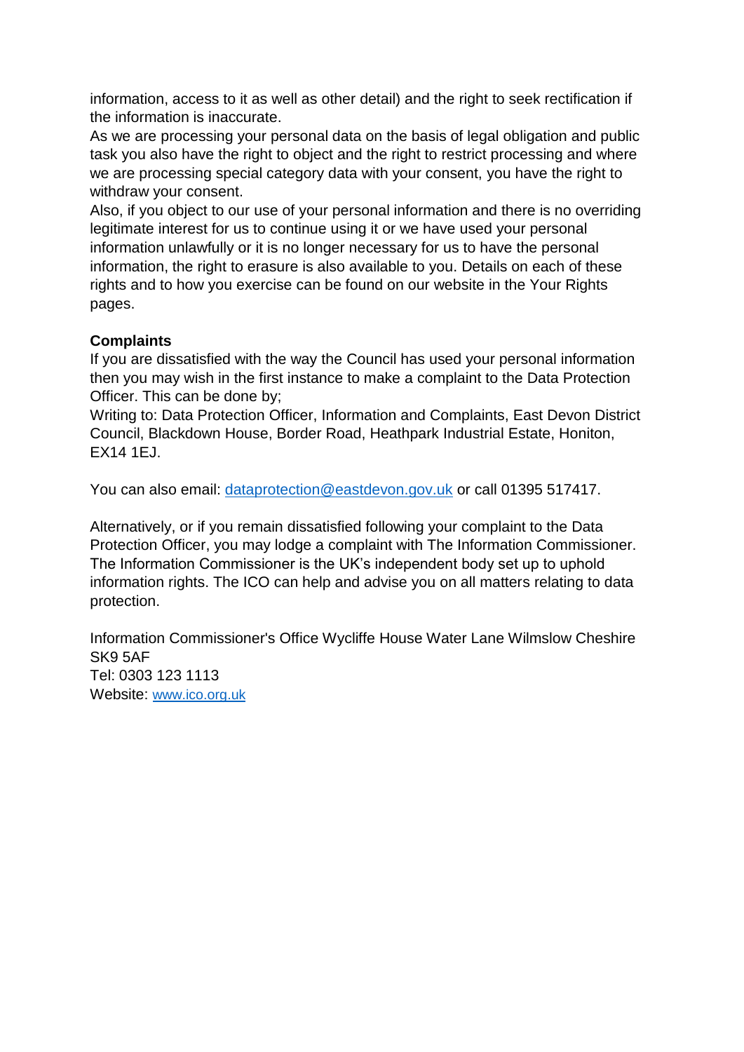information, access to it as well as other detail) and the right to seek rectification if the information is inaccurate.

As we are processing your personal data on the basis of legal obligation and public task you also have the right to object and the right to restrict processing and where we are processing special category data with your consent, you have the right to withdraw your consent.

Also, if you object to our use of your personal information and there is no overriding legitimate interest for us to continue using it or we have used your personal information unlawfully or it is no longer necessary for us to have the personal information, the right to erasure is also available to you. Details on each of these rights and to how you exercise can be found on our website in the Your Rights pages.

**Complaints**

If you are dissatisfied with the way the Council has used your personal information then you may wish in the first instance to make a complaint to the Data Protection Officer. This can be done by;

Writing to: Data Protection Officer, Information and Complaints, East Devon District Council, Blackdown House, Border Road, Heathpark Industrial Estate, Honiton, EX14 1EJ.

You can also email: [dataprotection@eastdevon.gov.uk](mailto:dataprotection@eastdevon.gov.uk) or call 01395 517417.

Alternatively, or if you remain dissatisfied following your complaint to the Data Protection Officer, you may lodge a complaint with The Information Commissioner. The Information Commissioner is the UK's independent body set up to uphold information rights. The ICO can help and advise you on all matters relating to data protection.

Information Commissioner's Office Wycliffe House Water Lane Wilmslow Cheshire SK9 5AF

Tel: 0303 123 1113

Website: [www.ico.org.uk](http://www.ico.org.uk)